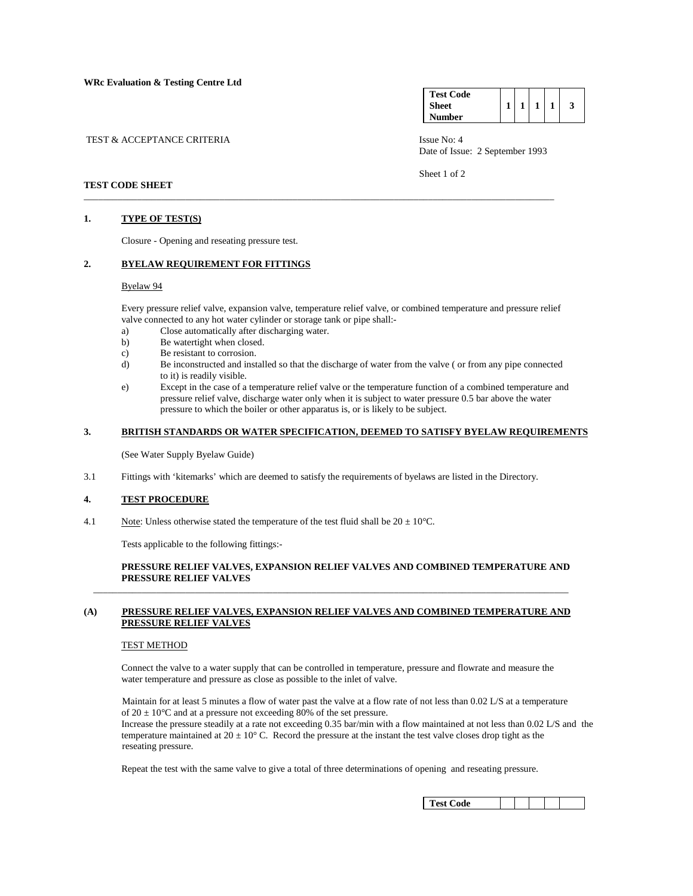**WRc Evaluation & Testing Centre Ltd**

| Test Code Sheet Number | 1 | 1 | 1 | 1 | 3 |
|---|---|---|---|---|---|

TEST & ACCEPTANCE CRITERIA

Issue No: 4
Date of Issue: 2 September 1993

Sheet 1 of 2

**TEST CODE SHEET**

---

**1. TYPE OF TEST(S)**

Closure - Opening and reseating pressure test.

**2. BYELAW REQUIREMENT FOR FITTINGS**

Byelaw 94

Every pressure relief valve, expansion valve, temperature relief valve, or combined temperature and pressure relief valve connected to any hot water cylinder or storage tank or pipe shall:-

a) Close automatically after discharging water.
b) Be watertight when closed.
c) Be resistant to corrosion.
d) Be inconstructed and installed so that the discharge of water from the valve ( or from any pipe connected to it) is readily visible.
e) Except in the case of a temperature relief valve or the temperature function of a combined temperature and pressure relief valve, discharge water only when it is subject to water pressure 0.5 bar above the water pressure to which the boiler or other apparatus is, or is likely to be subject.

**3. BRITISH STANDARDS OR WATER SPECIFICATION, DEEMED TO SATISFY BYELAW REQUIREMENTS**

(See Water Supply Byelaw Guide)

3.1 Fittings with 'kitemarks' which are deemed to satisfy the requirements of byelaws are listed in the Directory.

**4. TEST PROCEDURE**

4.1 Note: Unless otherwise stated the temperature of the test fluid shall be $20 \pm 10$°C.

Tests applicable to the following fittings:-

**PRESSURE RELIEF VALVES, EXPANSION RELIEF VALVES AND COMBINED TEMPERATURE AND PRESSURE RELIEF VALVES**

---

**(A) PRESSURE RELIEF VALVES, EXPANSION RELIEF VALVES AND COMBINED TEMPERATURE AND PRESSURE RELIEF VALVES**

TEST METHOD

Connect the valve to a water supply that can be controlled in temperature, pressure and flowrate and measure the water temperature and pressure as close as possible to the inlet of valve.

Maintain for at least 5 minutes a flow of water past the valve at a flow rate of not less than 0.02 L/S at a temperature of $20 \pm 10$°C and at a pressure not exceeding 80% of the set pressure.
Increase the pressure steadily at a rate not exceeding 0.35 bar/min with a flow maintained at not less than 0.02 L/S and the temperature maintained at $20 \pm 10$° C. Record the pressure at the instant the test valve closes drop tight as the reseating pressure.

Repeat the test with the same valve to give a total of three determinations of opening and reseating pressure.

| Test Code | | | | | |
|---|---|---|---|---|---|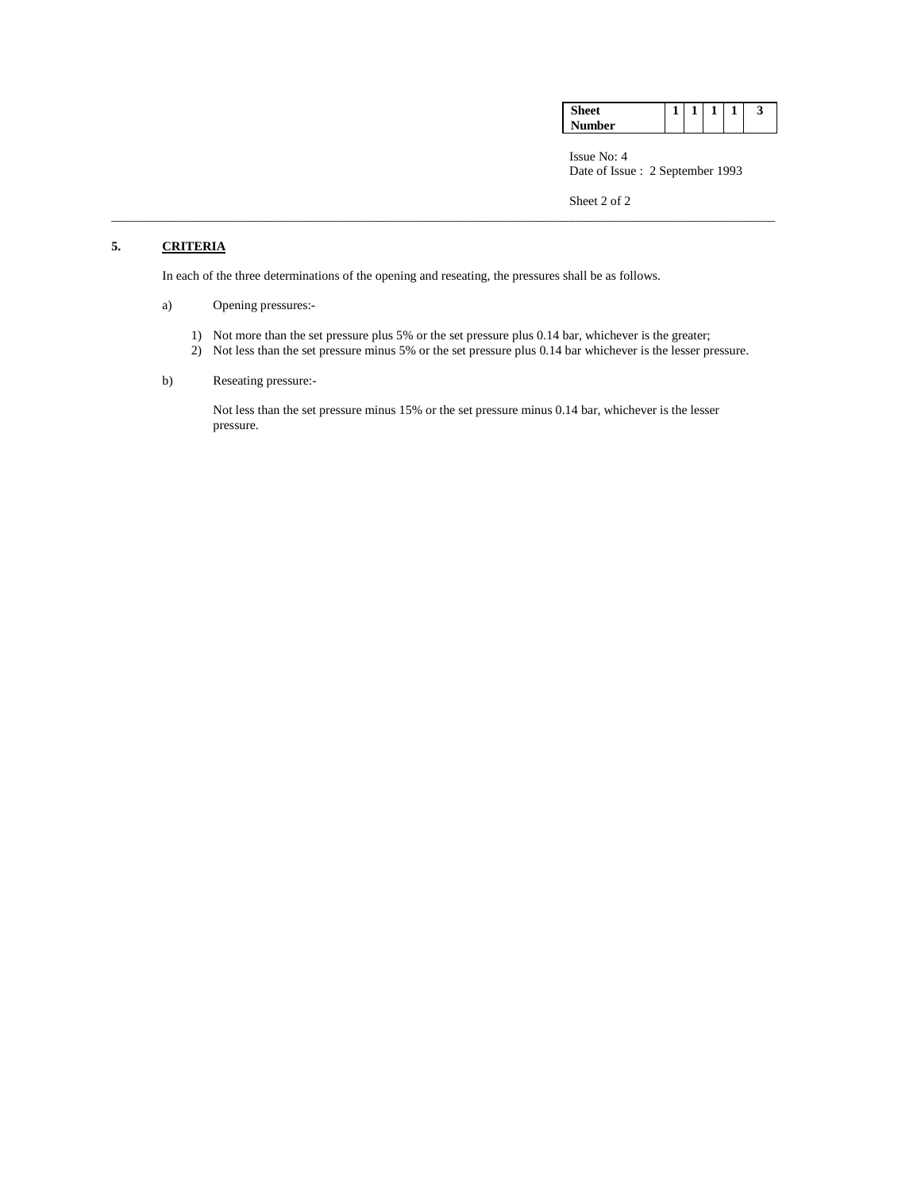## 5. CRITERIA

In each of the three determinations of the opening and reseating, the pressures shall be as follows.

a) Opening pressures:-

1) Not more than the set pressure plus 5% or the set pressure plus 0.14 bar, whichever is the greater;
2) Not less than the set pressure minus 5% or the set pressure plus 0.14 bar whichever is the lesser pressure.

b) Reseating pressure:-

Not less than the set pressure minus 15% or the set pressure minus 0.14 bar, whichever is the lesser pressure.